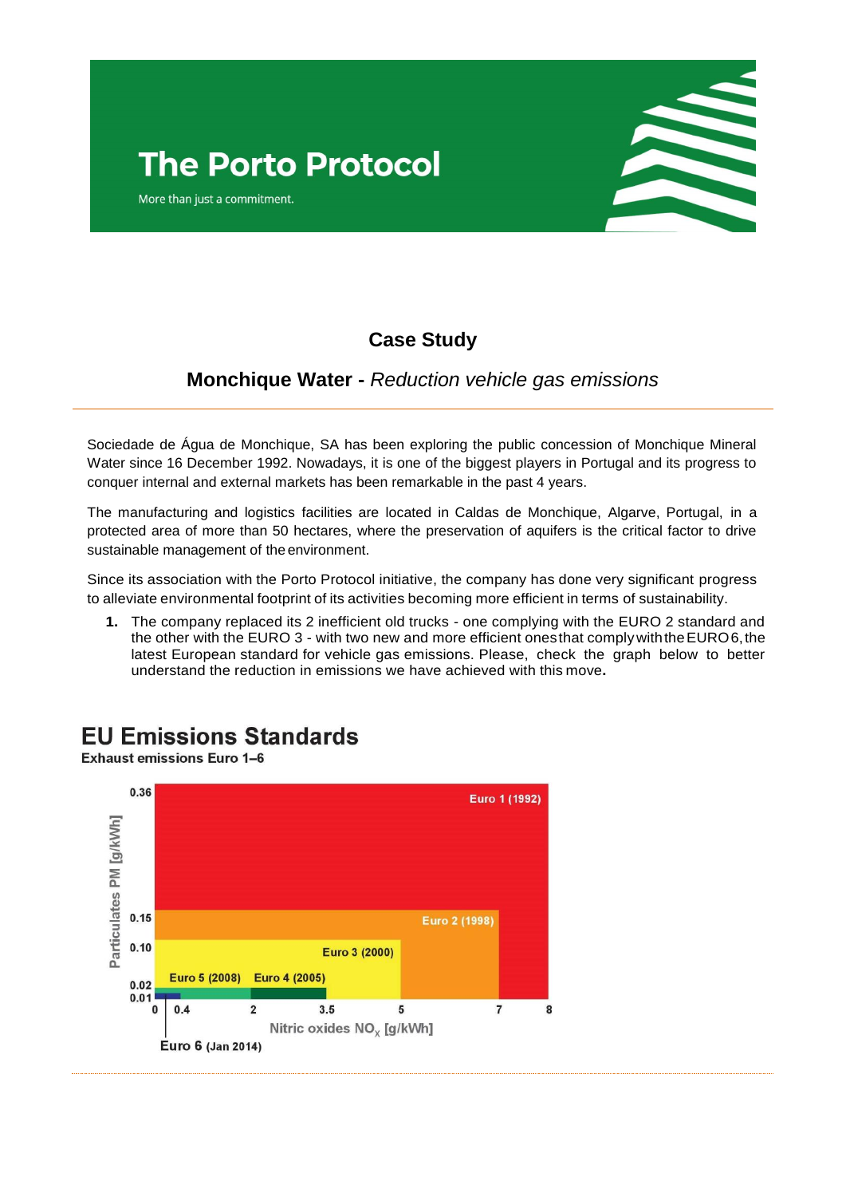# The Porto Protocol

More than just a commitment.

## Case Study

### Monchique Water - *Reduction vehicle gas emissions*

---

Sociedade de Água de Monchique, SA has been exploring the public concession of Monchique Mineral Water since 16 December 1992. Nowadays, it is one of the biggest players in Portugal and its progress to conquer internal and external markets has been remarkable in the past 4 years.

The manufacturing and logistics facilities are located in Caldas de Monchique, Algarve, Portugal, in a protected area of more than 50 hectares, where the preservation of aquifers is the critical factor to drive sustainable management of the environment.

Since its association with the Porto Protocol initiative, the company has done very significant progress to alleviate environmental footprint of its activities becoming more efficient in terms of sustainability.

1. The company replaced its 2 inefficient old trucks - one complying with the EURO 2 standard and the other with the EURO 3 - with two new and more efficient ones that comply with the EURO 6, the latest European standard for vehicle gas emissions. Please, check the graph below to better understand the reduction in emissions we have achieved with this move.

## EU Emissions Standards

**Exhaust emissions Euro 1–6**

| Standard | Nitric oxides $NO_x$ [g/kWh] | Particulates PM [g/kWh] |
|---|---|---|
| Euro 1 (1992) | 8 | 0.36 |
| Euro 2 (1998) | 7 | 0.15 |
| Euro 3 (2000) | 5 | 0.10 |
| Euro 4 (2005) | 3.5 | 0.02 |
| Euro 5 (2008) | 2 | 0.02 |
| Euro 6 (Jan 2014) | 0.4 | 0.01 |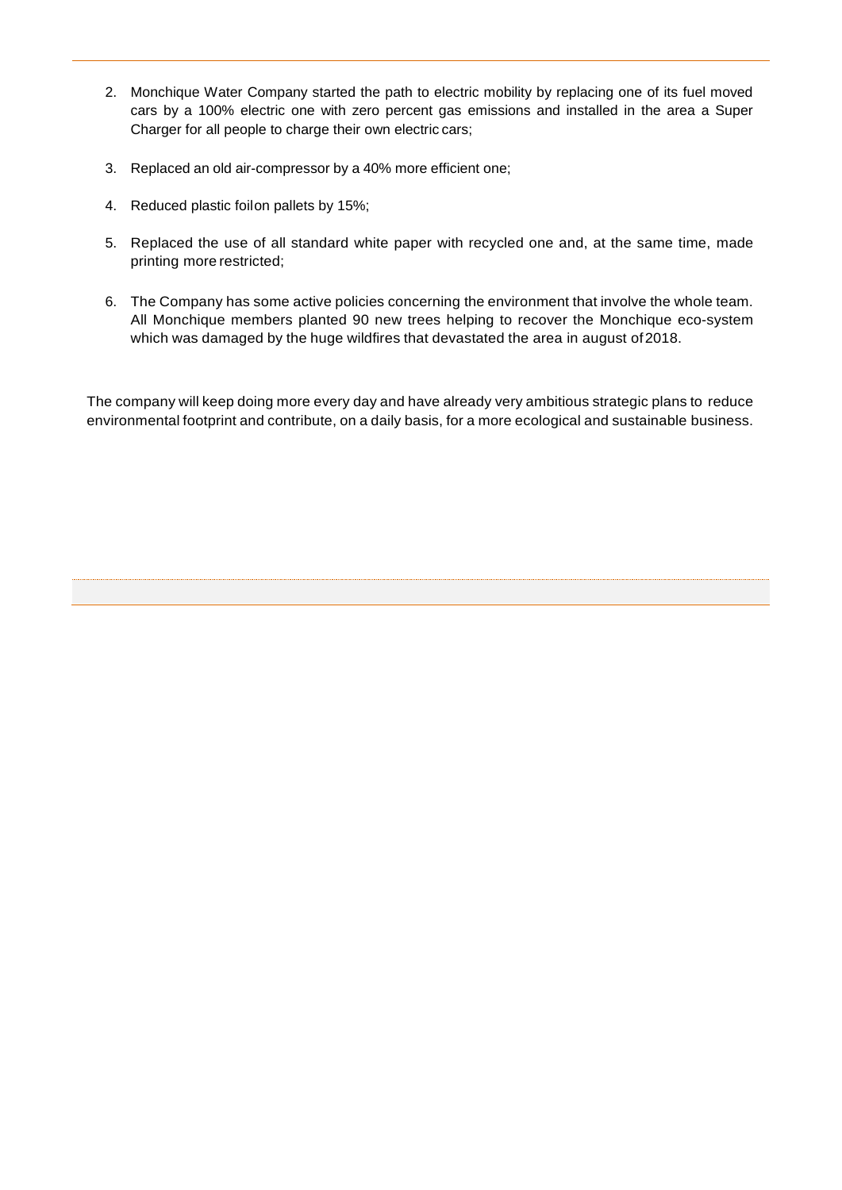2. Monchique Water Company started the path to electric mobility by replacing one of its fuel moved cars by a 100% electric one with zero percent gas emissions and installed in the area a Super Charger for all people to charge their own electric cars;

3. Replaced an old air-compressor by a 40% more efficient one;

4. Reduced plastic foilon pallets by 15%;

5. Replaced the use of all standard white paper with recycled one and, at the same time, made printing more restricted;

6. The Company has some active policies concerning the environment that involve the whole team. All Monchique members planted 90 new trees helping to recover the Monchique eco-system which was damaged by the huge wildfires that devastated the area in august of 2018.

The company will keep doing more every day and have already very ambitious strategic plans to reduce environmental footprint and contribute, on a daily basis, for a more ecological and sustainable business.